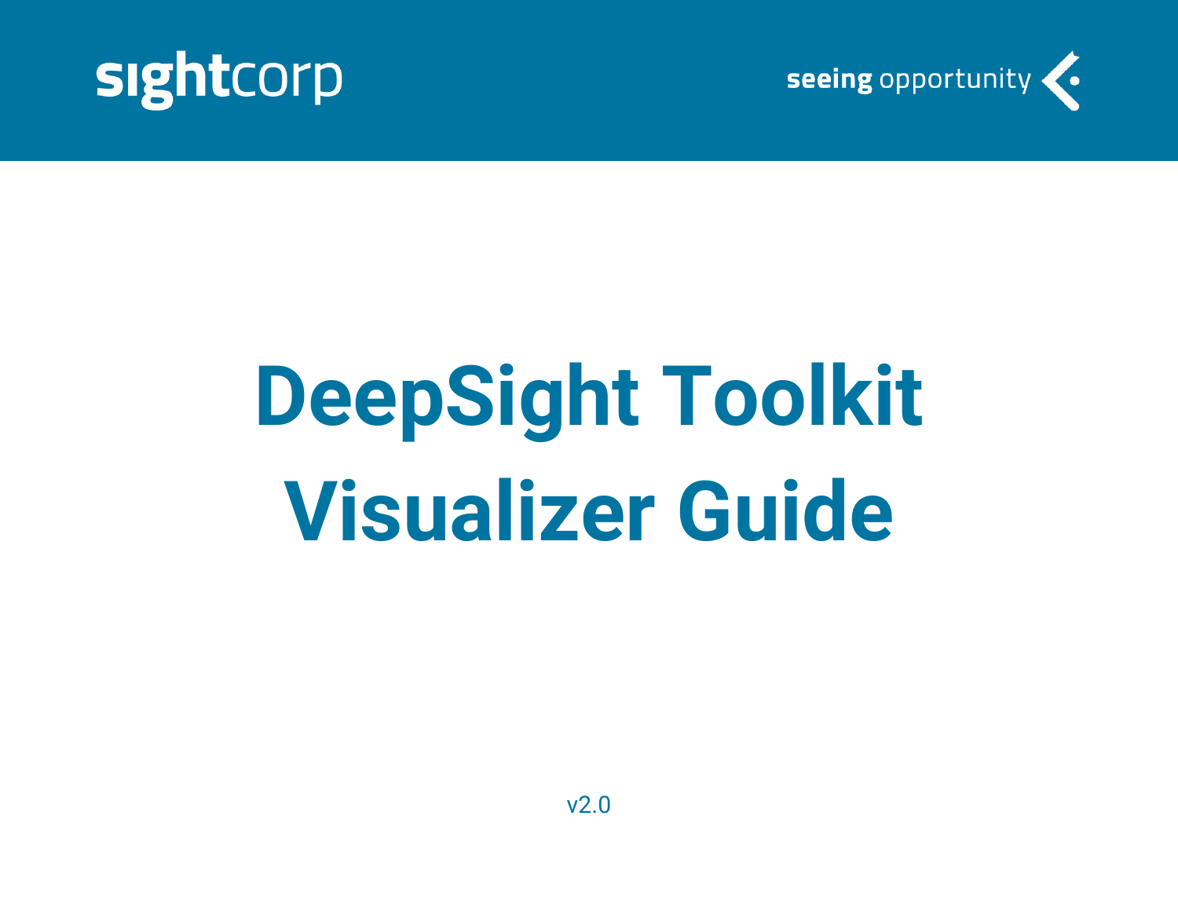sightcorp

seeing opportunity

# DeepSight Toolkit Visualizer Guide

v2.0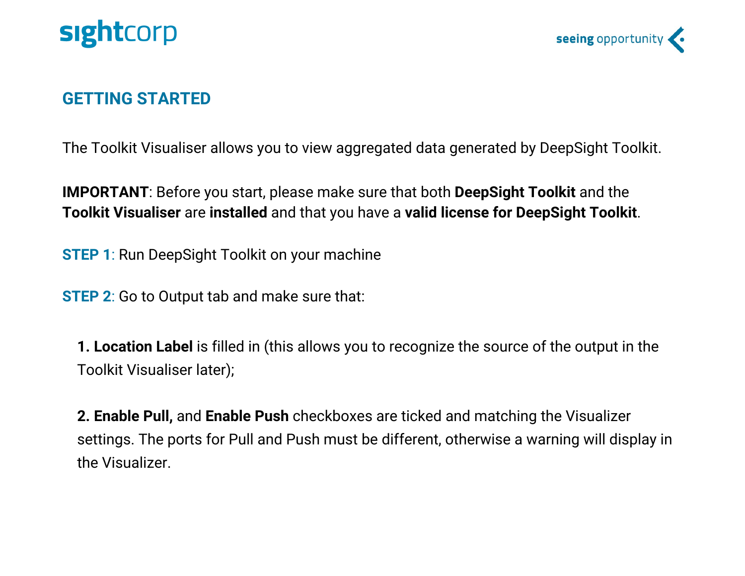## GETTING STARTED

The Toolkit Visualiser allows you to view aggregated data generated by DeepSight Toolkit.

**IMPORTANT**: Before you start, please make sure that both **DeepSight Toolkit** and the **Toolkit Visualiser** are **installed** and that you have a **valid license for DeepSight Toolkit**.

**STEP 1**: Run DeepSight Toolkit on your machine

**STEP 2**: Go to Output tab and make sure that:

1. **Location Label** is filled in (this allows you to recognize the source of the output in the Toolkit Visualiser later);

2. **Enable Pull,** and **Enable Push** checkboxes are ticked and matching the Visualizer settings. The ports for Pull and Push must be different, otherwise a warning will display in the Visualizer.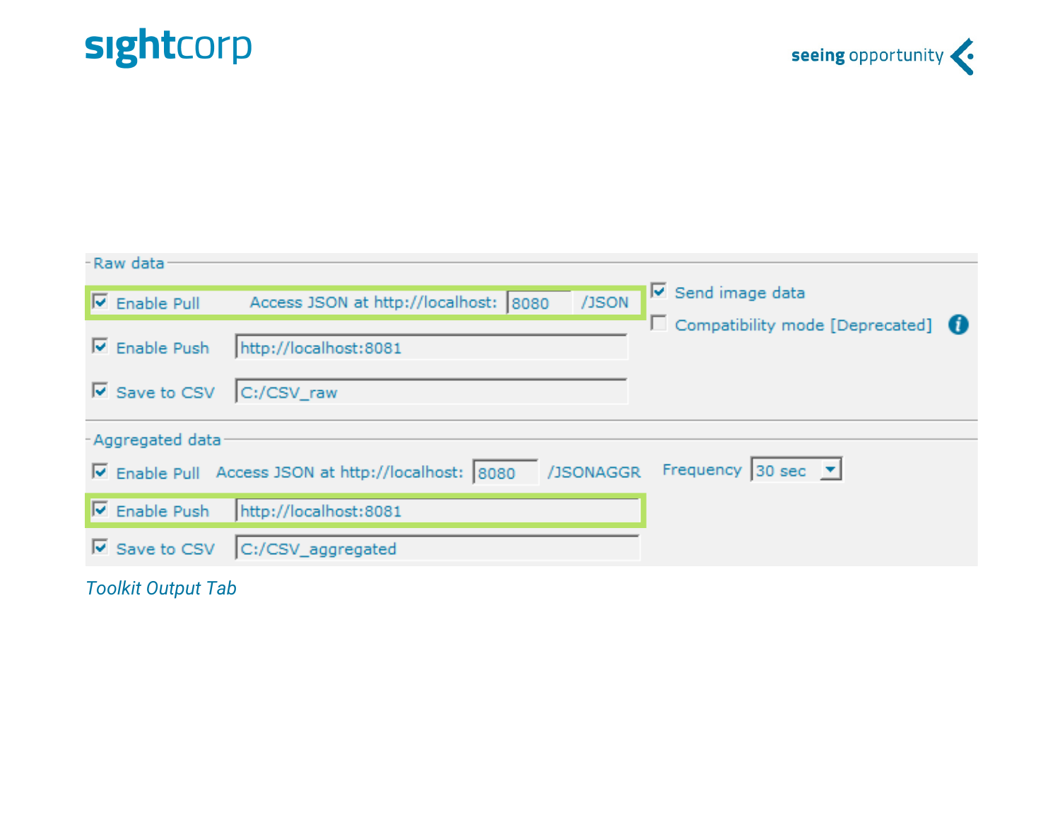Raw data

☑ Enable Pull   Access JSON at http://localhost: 8080 /JSON

☑ Send image data

☐ Compatibility mode [Deprecated]

☑ Enable Push   http://localhost:8081

☑ Save to CSV   C:/CSV_raw

Aggregated data

☑ Enable Pull   Access JSON at http://localhost: 8080 /JSONAGGR   Frequency 30 sec

☑ Enable Push   http://localhost:8081

☑ Save to CSV   C:/CSV_aggregated

*Toolkit Output Tab*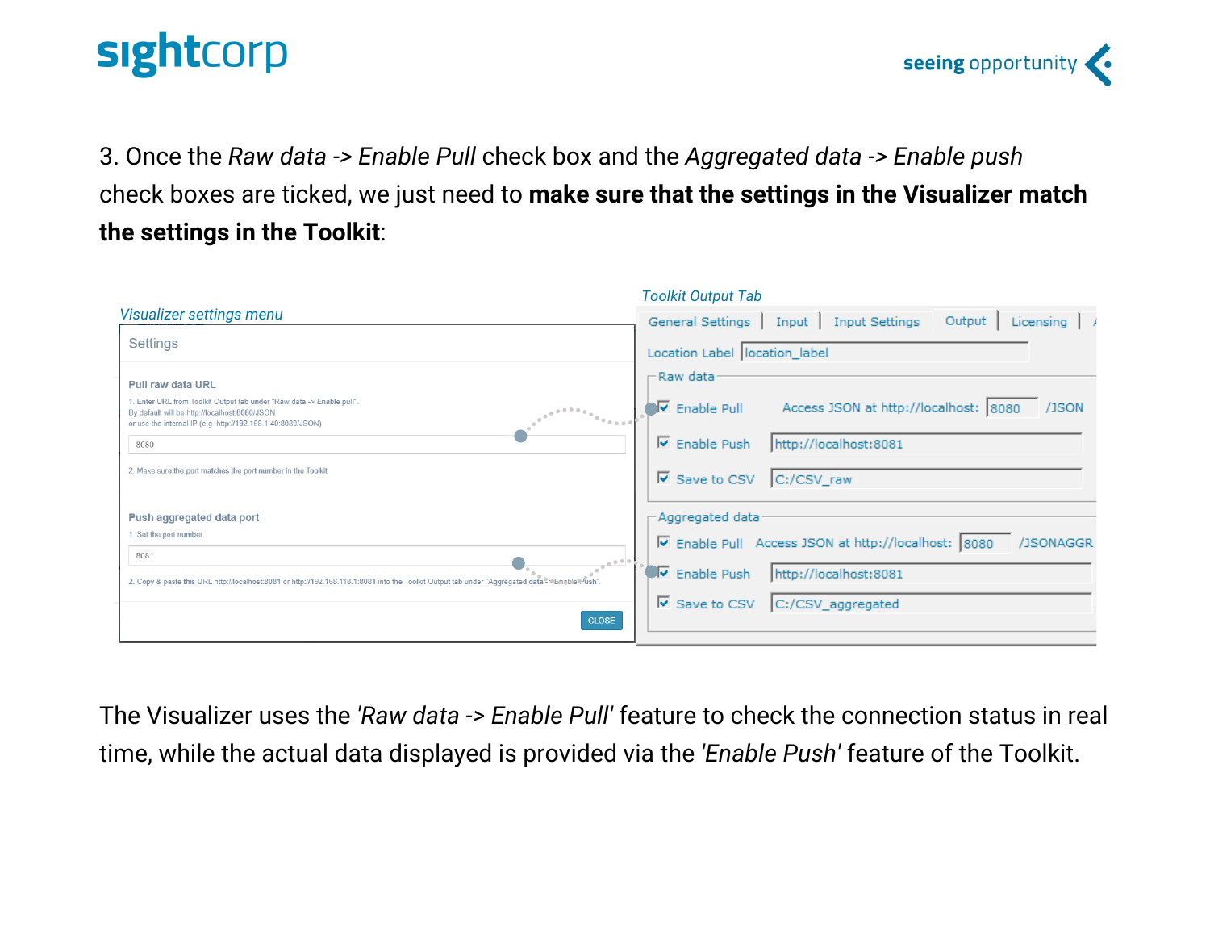3. Once the *Raw data -> Enable Pull* check box and the *Aggregated data -> Enable push* check boxes are ticked, we just need to **make sure that the settings in the Visualizer match the settings in the Toolkit**:

*Visualizer settings menu*

Settings

**Pull raw data URL**

1. Enter URL from Toolkit Output tab under "Raw data -> Enable pull".
By default will be http://localhost:8080/JSON
or use the internal IP (e.g. http://192.168.1.40:8080/JSON)

8080

2. Make sure the port matches the port number in the Toolkit

**Push aggregated data port**

1. Set the port number:

8081

2. Copy & paste this URL http://localhost:8081 or http://192.168.118.1:8081 into the Toolkit Output tab under "Aggregated data -> Enable Push".

CLOSE

*Toolkit Output Tab*

General Settings | Input | Input Settings | Output | Licensing

Location Label: location_label

Raw data
- ☑ Enable Pull — Access JSON at http://localhost: 8080 /JSON
- ☑ Enable Push — http://localhost:8081
- ☑ Save to CSV — C:/CSV_raw

Aggregated data
- ☑ Enable Pull — Access JSON at http://localhost: 8080 /JSONAGGR
- ☑ Enable Push — http://localhost:8081
- ☑ Save to CSV — C:/CSV_aggregated

The Visualizer uses the *'Raw data -> Enable Pull'* feature to check the connection status in real time, while the actual data displayed is provided via the *'Enable Push'* feature of the Toolkit.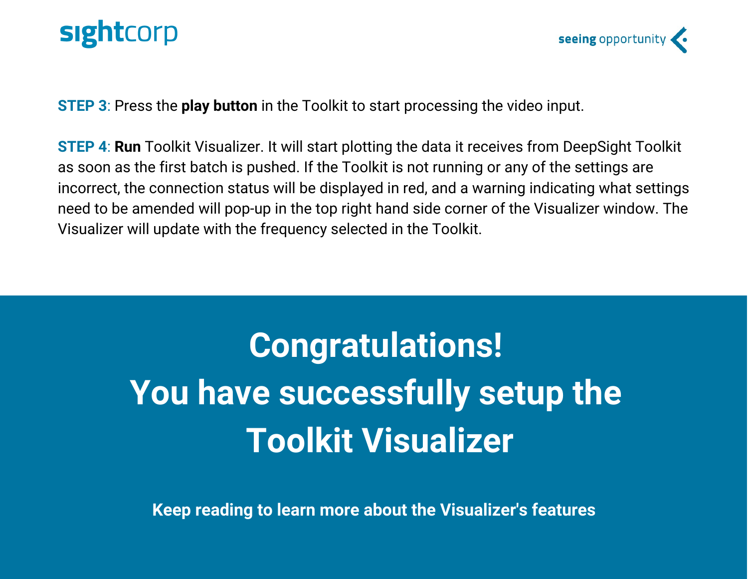**STEP 3**: Press the **play button** in the Toolkit to start processing the video input.

**STEP 4**: **Run** Toolkit Visualizer. It will start plotting the data it receives from DeepSight Toolkit as soon as the first batch is pushed. If the Toolkit is not running or any of the settings are incorrect, the connection status will be displayed in red, and a warning indicating what settings need to be amended will pop-up in the top right hand side corner of the Visualizer window. The Visualizer will update with the frequency selected in the Toolkit.

# Congratulations!
# You have successfully setup the Toolkit Visualizer

**Keep reading to learn more about the Visualizer's features**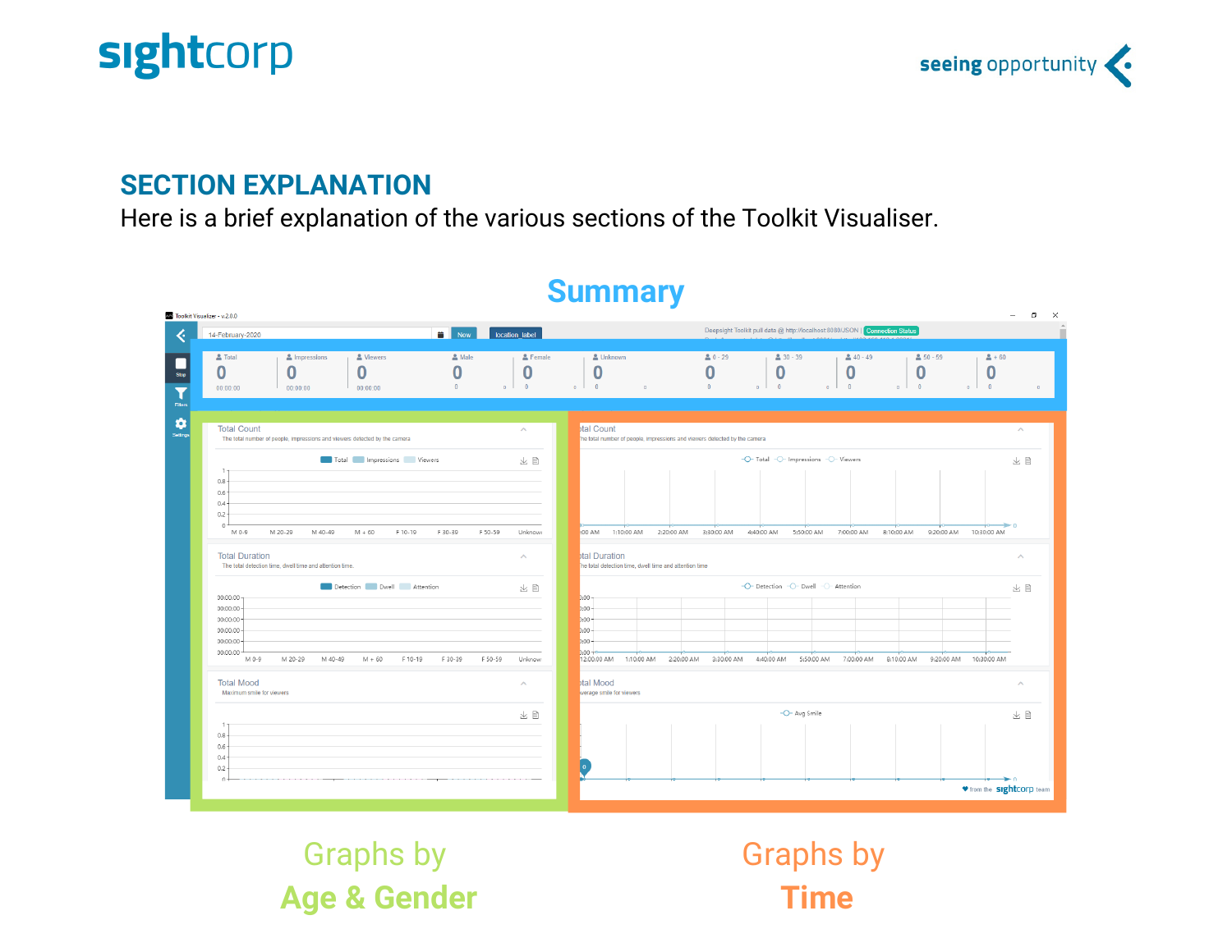## SECTION EXPLANATION

Here is a brief explanation of the various sections of the Toolkit Visualiser.

**Summary**

Graphs by **Age & Gender**

Graphs by **Time**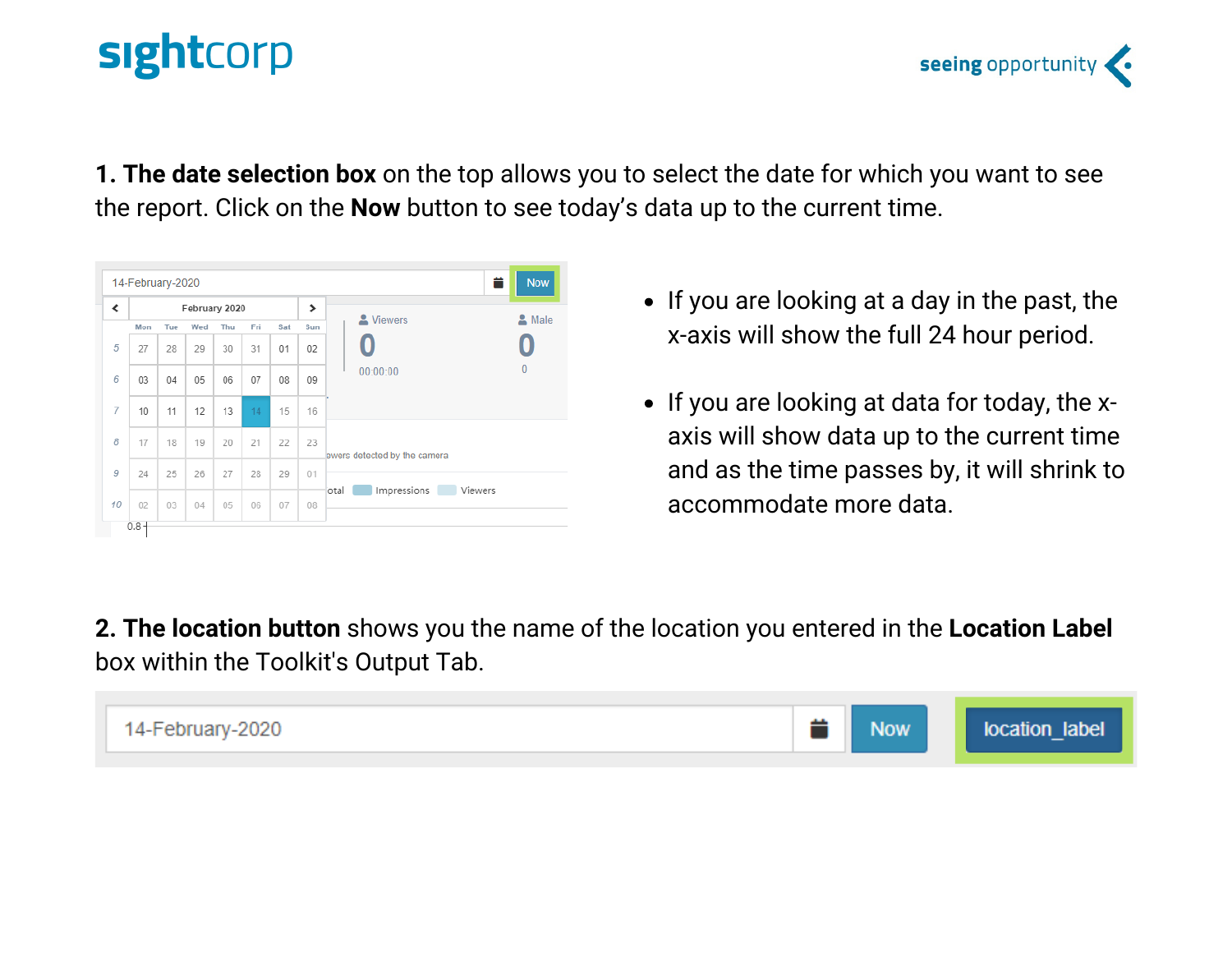**1. The date selection box** on the top allows you to select the date for which you want to see the report. Click on the **Now** button to see today's data up to the current time.

- If you are looking at a day in the past, the x-axis will show the full 24 hour period.
- If you are looking at data for today, the x-axis will show data up to the current time and as the time passes by, it will shrink to accommodate more data.

**2. The location button** shows you the name of the location you entered in the **Location Label** box within the Toolkit's Output Tab.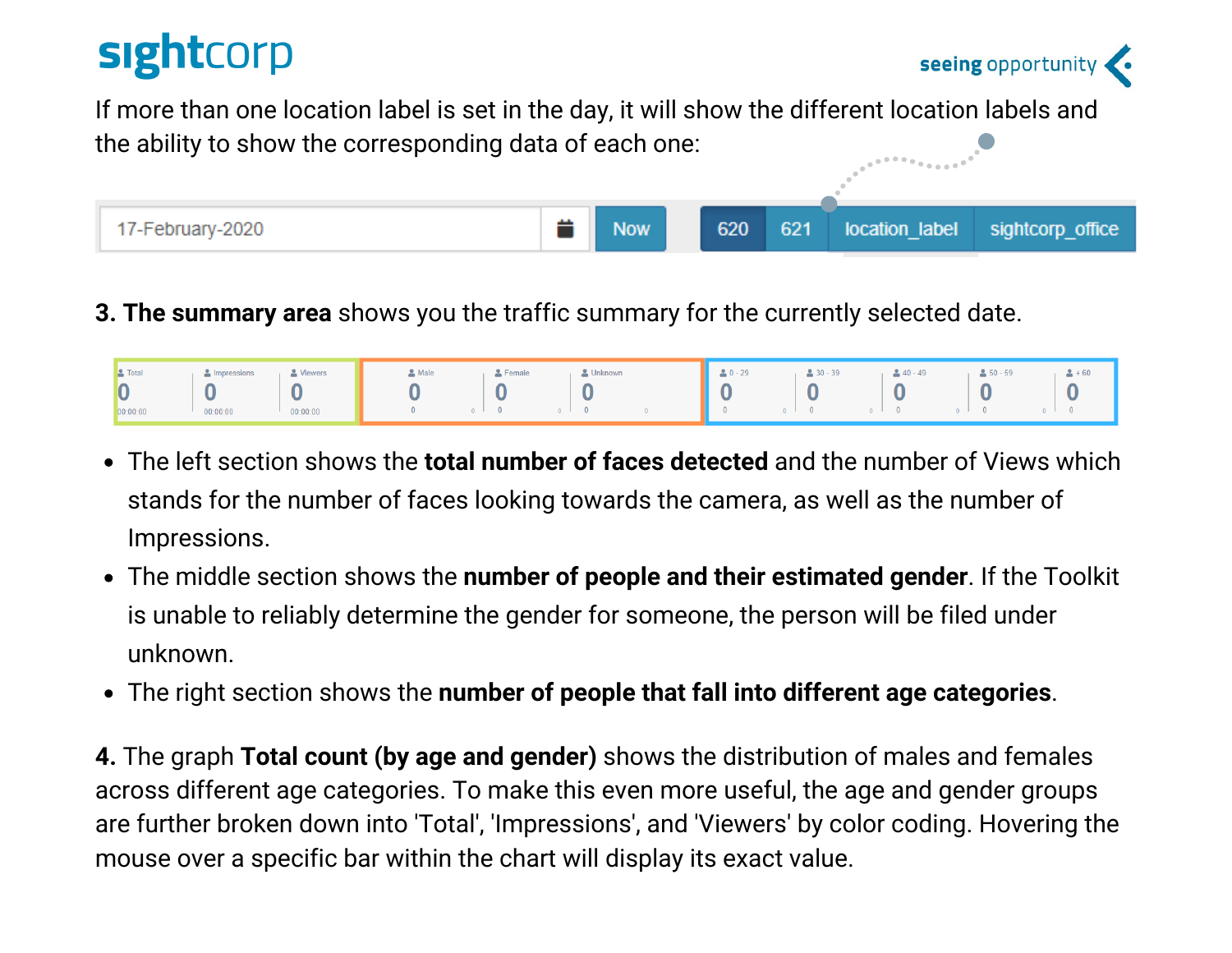If more than one location label is set in the day, it will show the different location labels and the ability to show the corresponding data of each one:

| 17-February-2020 | Now | 620 | 621 | location_label | sightcorp_office |
|---|---|---|---|---|---|

**3. The summary area** shows you the traffic summary for the currently selected date.

| Total | Impressions | Viewers | Male | Female | Unknown | 0 - 29 | 30 - 39 | 40 - 49 | 50 - 59 | + 60 |
|---|---|---|---|---|---|---|---|---|---|---|
| 0 | 0 | 0 | 0 | 0 | 0 | 0 | 0 | 0 | 0 | 0 |
| 00:00:00 | 00:00:00 | 00:00:00 | 0 | 0 | 0 | 0 | 0 | 0 | 0 | 0 |

- The left section shows the **total number of faces detected** and the number of Views which stands for the number of faces looking towards the camera, as well as the number of Impressions.
- The middle section shows the **number of people and their estimated gender**. If the Toolkit is unable to reliably determine the gender for someone, the person will be filed under unknown.
- The right section shows the **number of people that fall into different age categories**.

**4.** The graph **Total count (by age and gender)** shows the distribution of males and females across different age categories. To make this even more useful, the age and gender groups are further broken down into 'Total', 'Impressions', and 'Viewers' by color coding. Hovering the mouse over a specific bar within the chart will display its exact value.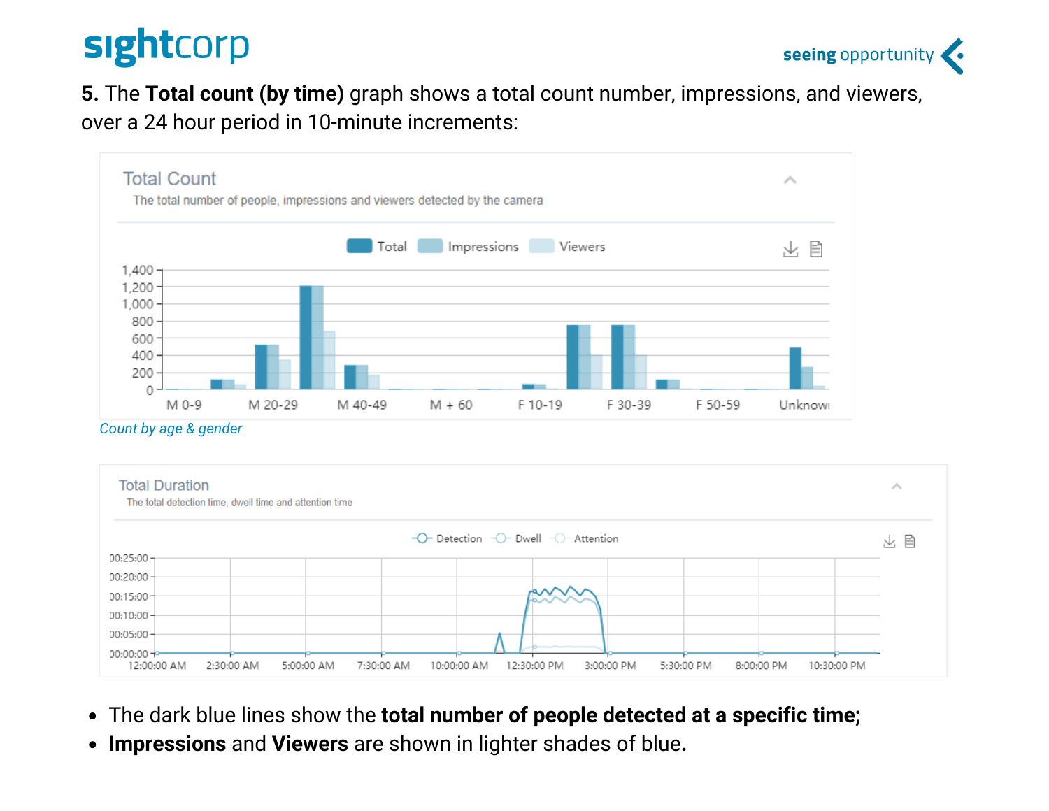**5.** The **Total count (by time)** graph shows a total count number, impressions, and viewers, over a 24 hour period in 10-minute increments:

*Count by age & gender*

- The dark blue lines show the **total number of people detected at a specific time;**
- **Impressions** and **Viewers** are shown in lighter shades of blue**.**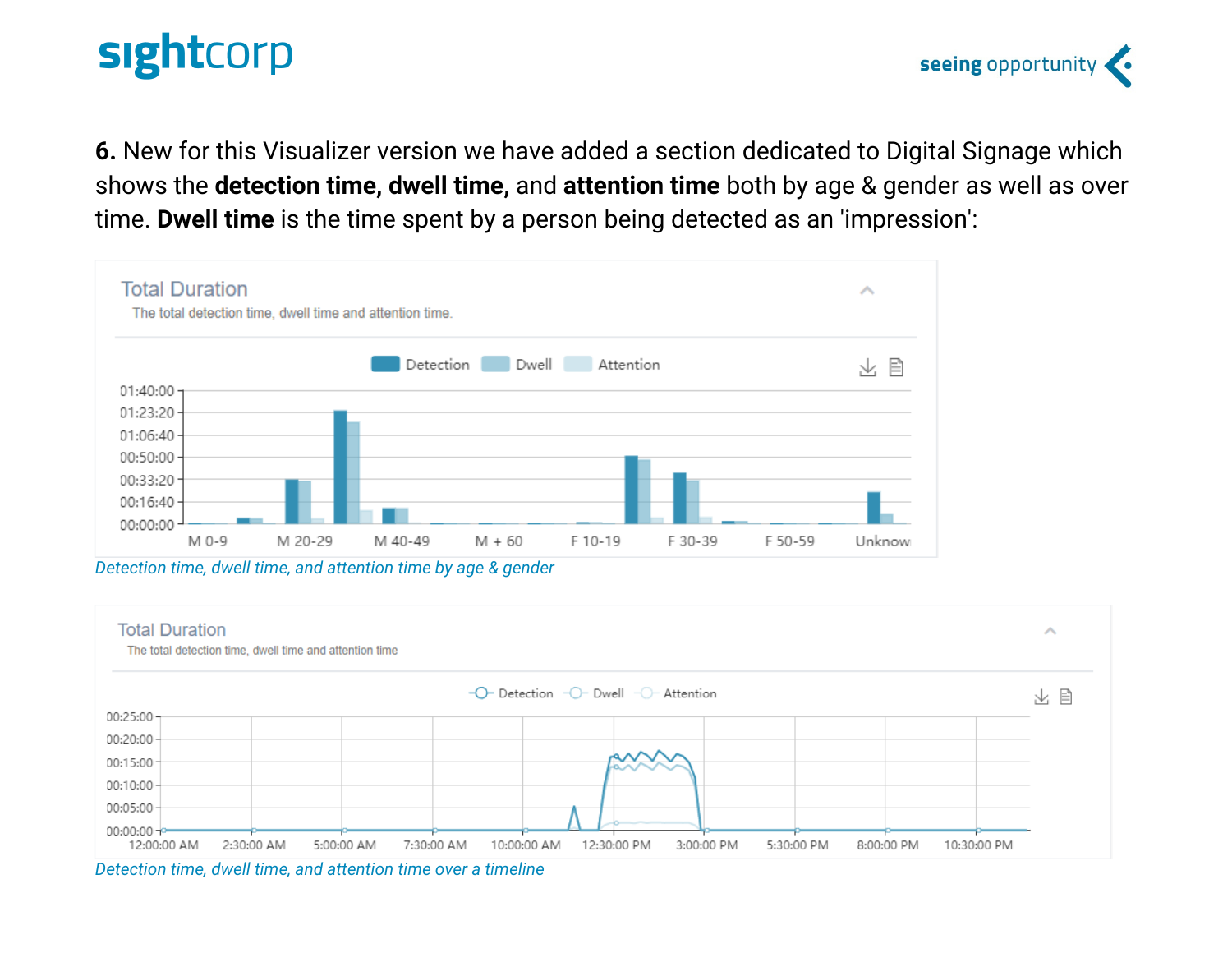**6.** New for this Visualizer version we have added a section dedicated to Digital Signage which shows the **detection time, dwell time,** and **attention time** both by age & gender as well as over time. **Dwell time** is the time spent by a person being detected as an 'impression':

*Detection time, dwell time, and attention time by age & gender*

*Detection time, dwell time, and attention time over a timeline*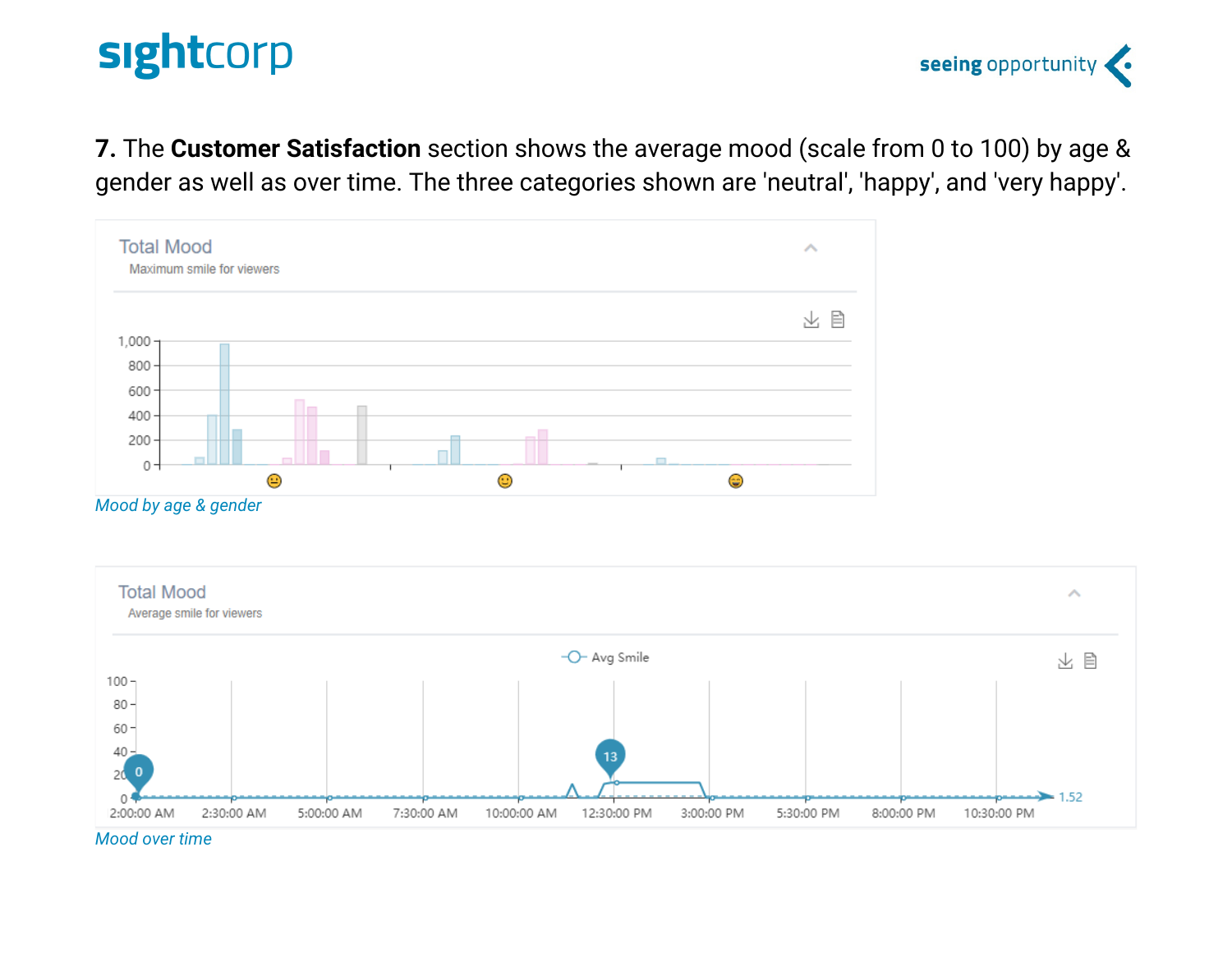**7.** The **Customer Satisfaction** section shows the average mood (scale from 0 to 100) by age & gender as well as over time. The three categories shown are 'neutral', 'happy', and 'very happy'.

*Mood by age & gender*

*Mood over time*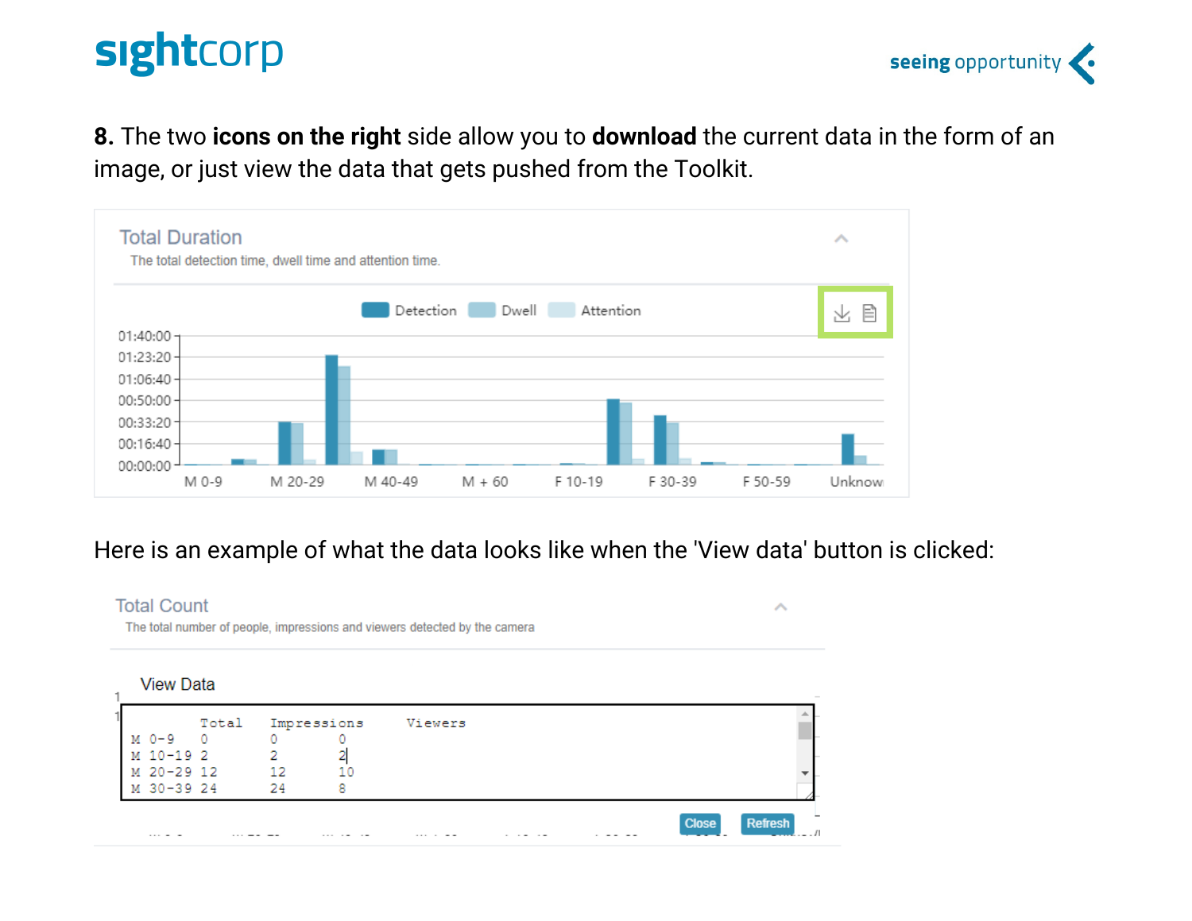**8.** The two **icons on the right** side allow you to **download** the current data in the form of an image, or just view the data that gets pushed from the Toolkit.

Total Duration

The total detection time, dwell time and attention time.

Here is an example of what the data looks like when the 'View data' button is clicked:

Total Count

The total number of people, impressions and viewers detected by the camera

View Data

| | Total | Impressions | Viewers |
|---|---|---|---|
| M 0-9 | 0 | 0 | 0 |
| M 10-19 | 2 | 2 | 2 |
| M 20-29 | 12 | 12 | 10 |
| M 30-39 | 24 | 24 | 8 |

Close Refresh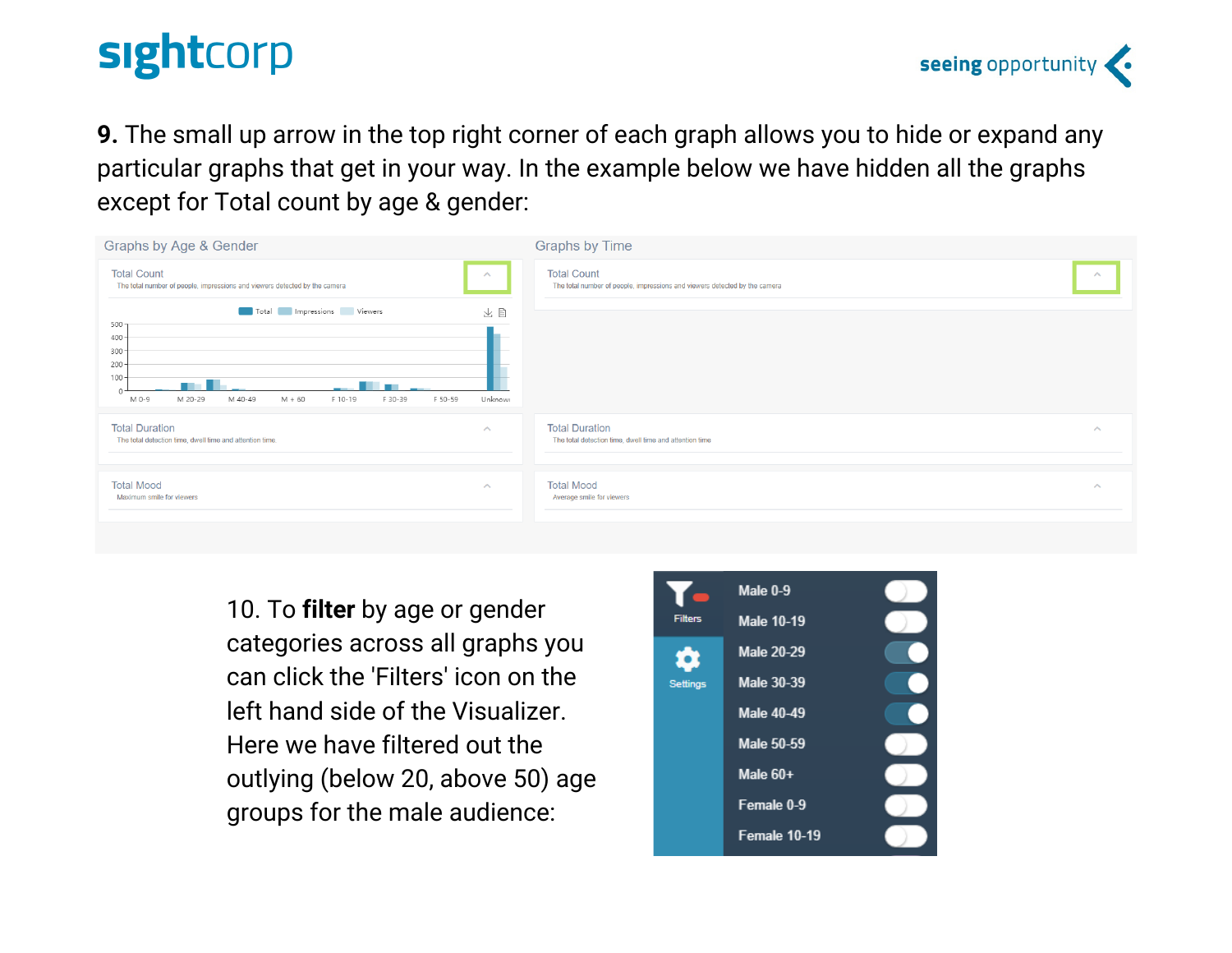**9.** The small up arrow in the top right corner of each graph allows you to hide or expand any particular graphs that get in your way. In the example below we have hidden all the graphs except for Total count by age & gender:

10. To **filter** by age or gender categories across all graphs you can click the 'Filters' icon on the left hand side of the Visualizer. Here we have filtered out the outlying (below 20, above 50) age groups for the male audience: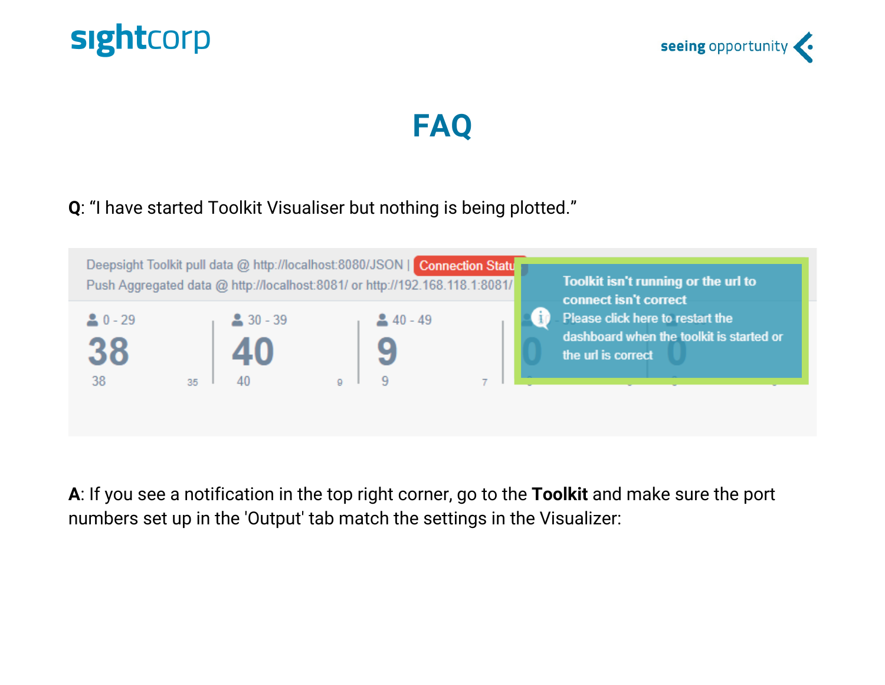# FAQ

**Q**: “I have started Toolkit Visualiser but nothing is being plotted.”

**A**: If you see a notification in the top right corner, go to the **Toolkit** and make sure the port numbers set up in the 'Output' tab match the settings in the Visualizer: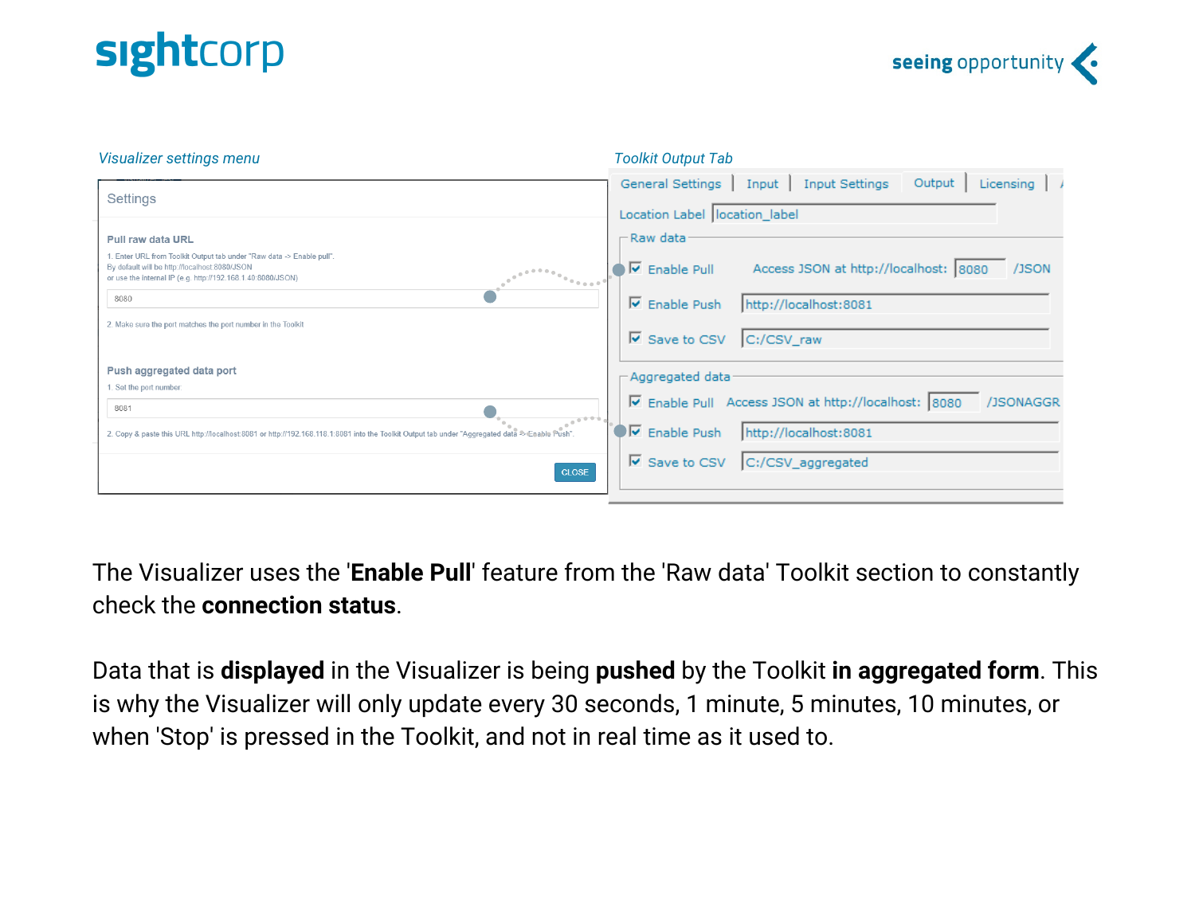*Visualizer settings menu*

Settings

**Pull raw data URL**

1. Enter URL from Toolkit Output tab under "Raw data -> Enable pull".
By default will be http://localhost:8080/JSON
or use the internal IP (e.g. http://192.168.1.40:8080/JSON)

8080

2. Make sure the port matches the port number in the Toolkit

**Push aggregated data port**

1. Set the port number

8081

2. Copy & paste this URL http://localhost:8081 or http://192.168.118.1:8081 into the Toolkit Output tab under "Aggregated data -> Enable Push".

CLOSE

*Toolkit Output Tab*

General Settings | Input | Input Settings | Output | Licensing

Location Label: location_label

Raw data

- Enable Pull — Access JSON at http://localhost: 8080 /JSON
- Enable Push — http://localhost:8081
- Save to CSV — C:/CSV_raw

Aggregated data

- Enable Pull — Access JSON at http://localhost: 8080 /JSONAGGR
- Enable Push — http://localhost:8081
- Save to CSV — C:/CSV_aggregated

The Visualizer uses the '**Enable Pull**' feature from the 'Raw data' Toolkit section to constantly check the **connection status**.

Data that is **displayed** in the Visualizer is being **pushed** by the Toolkit **in aggregated form**. This is why the Visualizer will only update every 30 seconds, 1 minute, 5 minutes, 10 minutes, or when 'Stop' is pressed in the Toolkit, and not in real time as it used to.